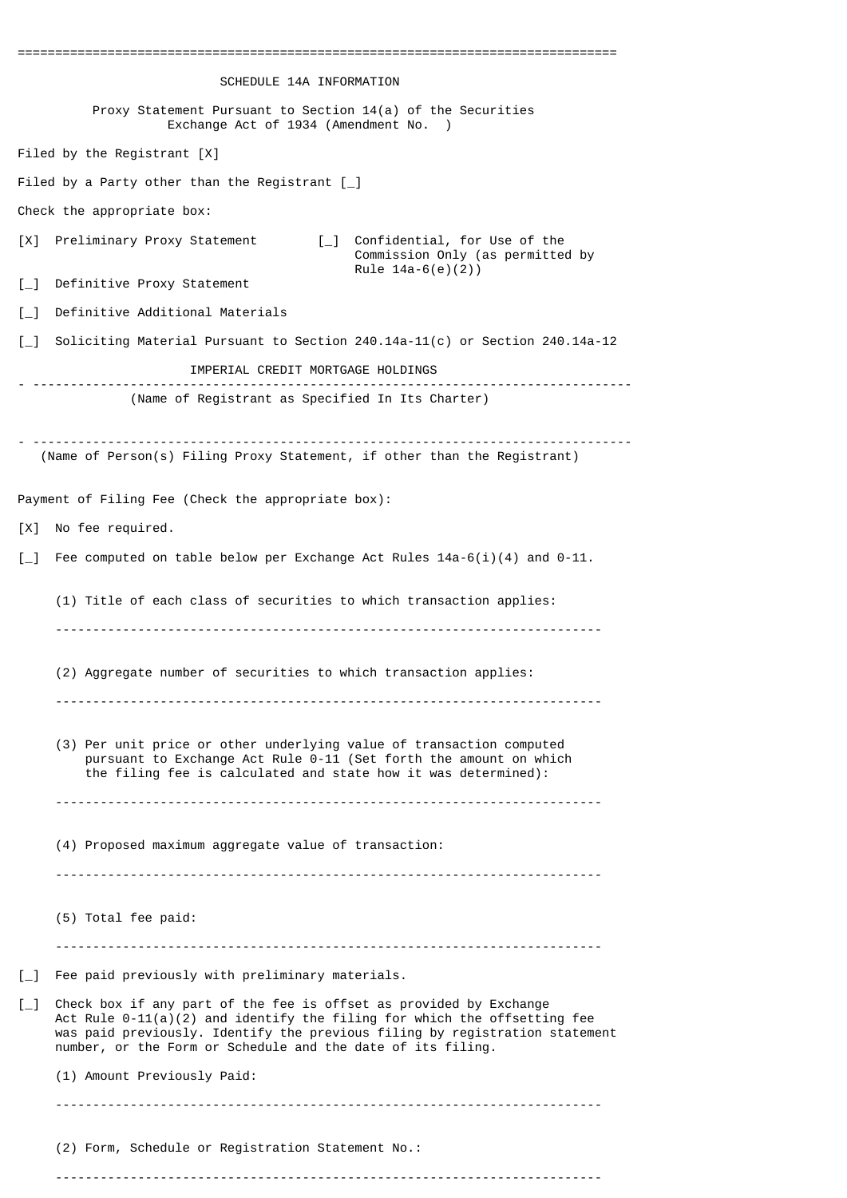# SCHEDULE 14A INFORMATION

Proxy Statement Pursuant to Section 14(a) of the Securities Exchange Act of 1934 (Amendment No. )

Filed by the Registrant [X]

Filed by a Party other than the Registrant [_]

Check the appropriate box:

[X] Preliminary Proxy Statement

[_] Confidential, for Use of the Commission Only (as permitted by Rule 14a-6(e)(2))

[_] Definitive Proxy Statement

[_] Definitive Additional Materials

[_] Soliciting Material Pursuant to Section 240.14a-11(c) or Section 240.14a-12

IMPERIAL CREDIT MORTGAGE HOLDINGS

---

(Name of Registrant as Specified In Its Charter)

---

(Name of Person(s) Filing Proxy Statement, if other than the Registrant)

Payment of Filing Fee (Check the appropriate box):

[X] No fee required.

[_] Fee computed on table below per Exchange Act Rules 14a-6(i)(4) and 0-11.

(1) Title of each class of securities to which transaction applies:

---

(2) Aggregate number of securities to which transaction applies:

---

(3) Per unit price or other underlying value of transaction computed pursuant to Exchange Act Rule 0-11 (Set forth the amount on which the filing fee is calculated and state how it was determined):

---

(4) Proposed maximum aggregate value of transaction:

---

(5) Total fee paid:

---

[_] Fee paid previously with preliminary materials.

[_] Check box if any part of the fee is offset as provided by Exchange Act Rule 0-11(a)(2) and identify the filing for which the offsetting fee was paid previously. Identify the previous filing by registration statement number, or the Form or Schedule and the date of its filing.

(1) Amount Previously Paid:

---

(2) Form, Schedule or Registration Statement No.:

---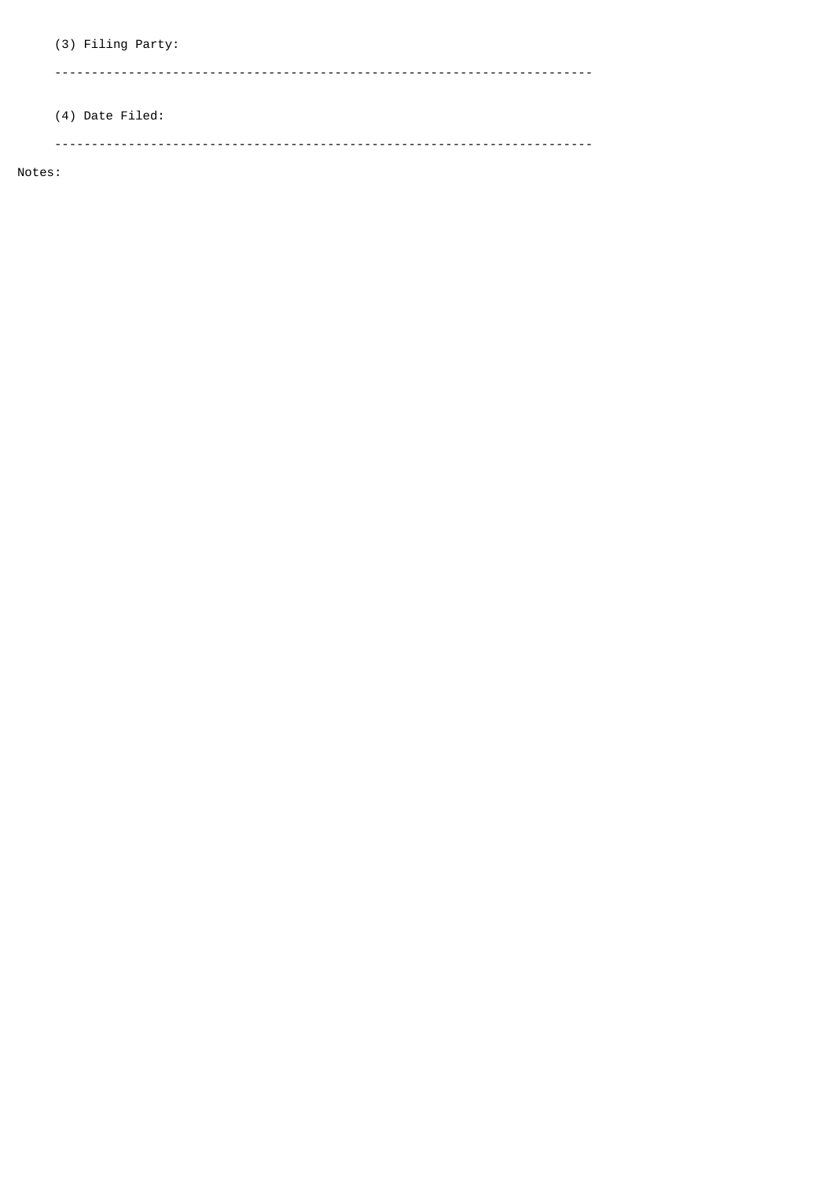(3) Filing Party:

---

(4) Date Filed:

---

Notes: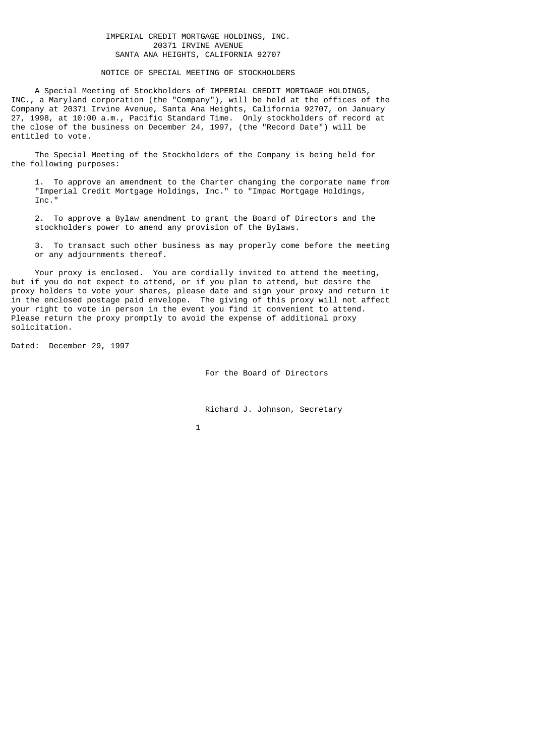IMPERIAL CREDIT MORTGAGE HOLDINGS, INC.
20371 IRVINE AVENUE
SANTA ANA HEIGHTS, CALIFORNIA 92707

## NOTICE OF SPECIAL MEETING OF STOCKHOLDERS

A Special Meeting of Stockholders of IMPERIAL CREDIT MORTGAGE HOLDINGS, INC., a Maryland corporation (the "Company"), will be held at the offices of the Company at 20371 Irvine Avenue, Santa Ana Heights, California 92707, on January 27, 1998, at 10:00 a.m., Pacific Standard Time. Only stockholders of record at the close of the business on December 24, 1997, (the "Record Date") will be entitled to vote.

The Special Meeting of the Stockholders of the Company is being held for the following purposes:

1. To approve an amendment to the Charter changing the corporate name from "Imperial Credit Mortgage Holdings, Inc." to "Impac Mortgage Holdings, Inc."

2. To approve a Bylaw amendment to grant the Board of Directors and the stockholders power to amend any provision of the Bylaws.

3. To transact such other business as may properly come before the meeting or any adjournments thereof.

Your proxy is enclosed. You are cordially invited to attend the meeting, but if you do not expect to attend, or if you plan to attend, but desire the proxy holders to vote your shares, please date and sign your proxy and return it in the enclosed postage paid envelope. The giving of this proxy will not affect your right to vote in person in the event you find it convenient to attend. Please return the proxy promptly to avoid the expense of additional proxy solicitation.

Dated: December 29, 1997

For the Board of Directors

Richard J. Johnson, Secretary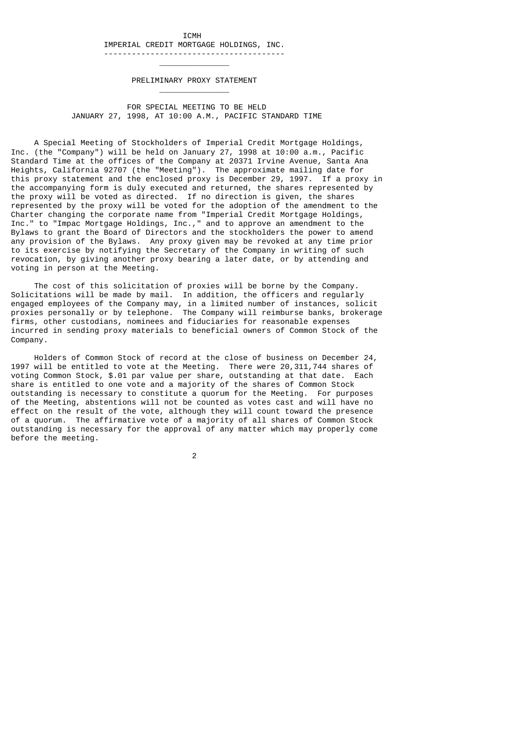ICMH

IMPERIAL CREDIT MORTGAGE HOLDINGS, INC.

---

# PRELIMINARY PROXY STATEMENT

---

## FOR SPECIAL MEETING TO BE HELD JANUARY 27, 1998, AT 10:00 A.M., PACIFIC STANDARD TIME

A Special Meeting of Stockholders of Imperial Credit Mortgage Holdings, Inc. (the "Company") will be held on January 27, 1998 at 10:00 a.m., Pacific Standard Time at the offices of the Company at 20371 Irvine Avenue, Santa Ana Heights, California 92707 (the "Meeting"). The approximate mailing date for this proxy statement and the enclosed proxy is December 29, 1997. If a proxy in the accompanying form is duly executed and returned, the shares represented by the proxy will be voted as directed. If no direction is given, the shares represented by the proxy will be voted for the adoption of the amendment to the Charter changing the corporate name from "Imperial Credit Mortgage Holdings, Inc." to "Impac Mortgage Holdings, Inc.," and to approve an amendment to the Bylaws to grant the Board of Directors and the stockholders the power to amend any provision of the Bylaws. Any proxy given may be revoked at any time prior to its exercise by notifying the Secretary of the Company in writing of such revocation, by giving another proxy bearing a later date, or by attending and voting in person at the Meeting.

The cost of this solicitation of proxies will be borne by the Company. Solicitations will be made by mail. In addition, the officers and regularly engaged employees of the Company may, in a limited number of instances, solicit proxies personally or by telephone. The Company will reimburse banks, brokerage firms, other custodians, nominees and fiduciaries for reasonable expenses incurred in sending proxy materials to beneficial owners of Common Stock of the Company.

Holders of Common Stock of record at the close of business on December 24, 1997 will be entitled to vote at the Meeting. There were 20,311,744 shares of voting Common Stock, \$.01 par value per share, outstanding at that date. Each share is entitled to one vote and a majority of the shares of Common Stock outstanding is necessary to constitute a quorum for the Meeting. For purposes of the Meeting, abstentions will not be counted as votes cast and will have no effect on the result of the vote, although they will count toward the presence of a quorum. The affirmative vote of a majority of all shares of Common Stock outstanding is necessary for the approval of any matter which may properly come before the meeting.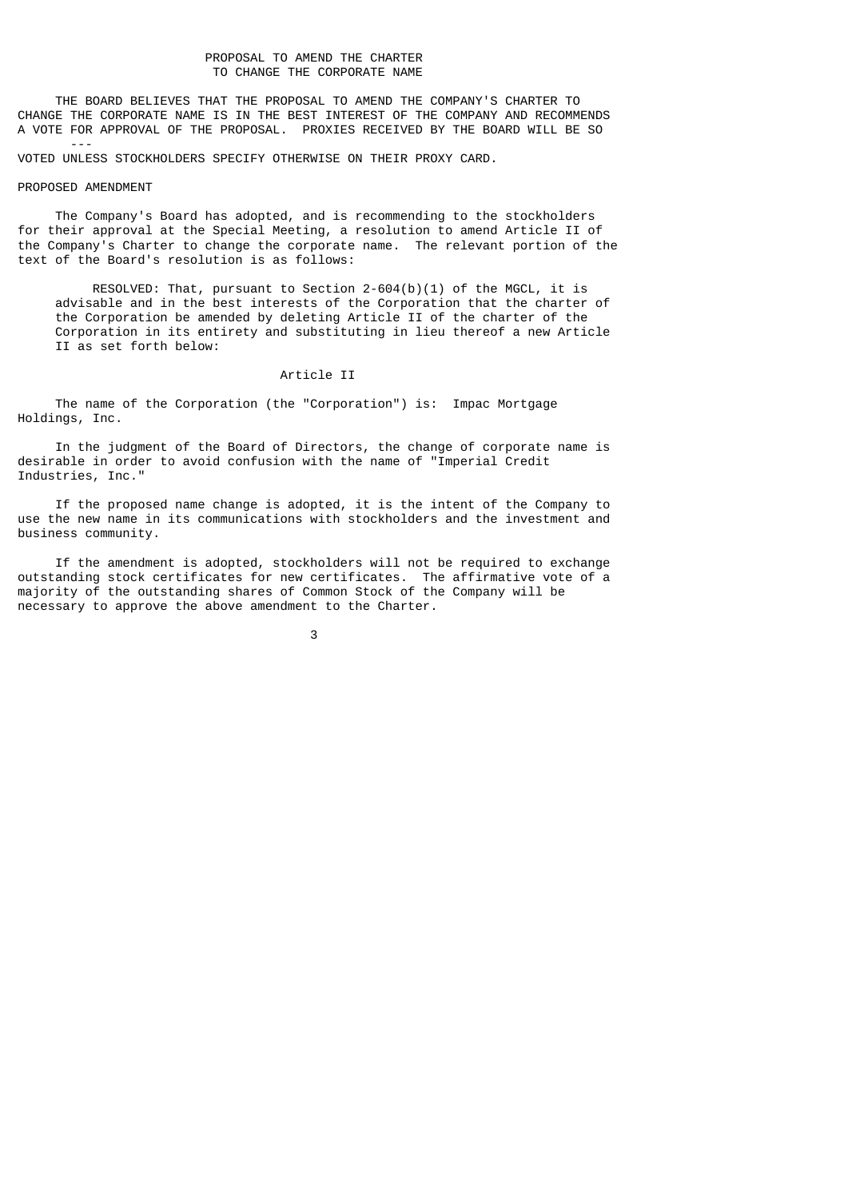## PROPOSAL TO AMEND THE CHARTER TO CHANGE THE CORPORATE NAME

THE BOARD BELIEVES THAT THE PROPOSAL TO AMEND THE COMPANY'S CHARTER TO CHANGE THE CORPORATE NAME IS IN THE BEST INTEREST OF THE COMPANY AND RECOMMENDS A VOTE FOR APPROVAL OF THE PROPOSAL. PROXIES RECEIVED BY THE BOARD WILL BE SO VOTED UNLESS STOCKHOLDERS SPECIFY OTHERWISE ON THEIR PROXY CARD.

### PROPOSED AMENDMENT

The Company's Board has adopted, and is recommending to the stockholders for their approval at the Special Meeting, a resolution to amend Article II of the Company's Charter to change the corporate name. The relevant portion of the text of the Board's resolution is as follows:

> RESOLVED: That, pursuant to Section 2-604(b)(1) of the MGCL, it is advisable and in the best interests of the Corporation that the charter of the Corporation be amended by deleting Article II of the charter of the Corporation in its entirety and substituting in lieu thereof a new Article II as set forth below:

Article II

The name of the Corporation (the "Corporation") is: Impac Mortgage Holdings, Inc.

In the judgment of the Board of Directors, the change of corporate name is desirable in order to avoid confusion with the name of "Imperial Credit Industries, Inc."

If the proposed name change is adopted, it is the intent of the Company to use the new name in its communications with stockholders and the investment and business community.

If the amendment is adopted, stockholders will not be required to exchange outstanding stock certificates for new certificates. The affirmative vote of a majority of the outstanding shares of Common Stock of the Company will be necessary to approve the above amendment to the Charter.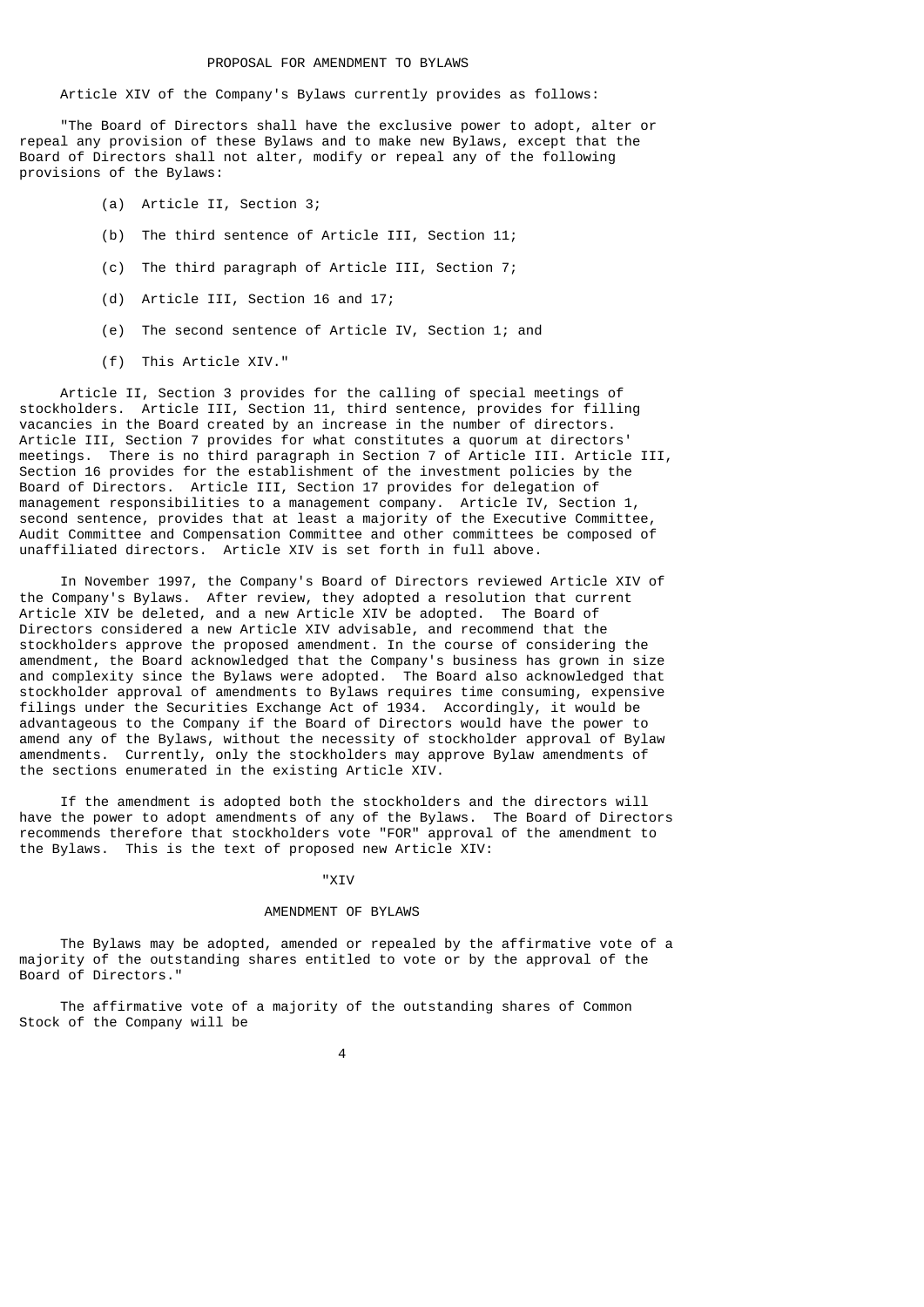## PROPOSAL FOR AMENDMENT TO BYLAWS

Article XIV of the Company's Bylaws currently provides as follows:

"The Board of Directors shall have the exclusive power to adopt, alter or repeal any provision of these Bylaws and to make new Bylaws, except that the Board of Directors shall not alter, modify or repeal any of the following provisions of the Bylaws:

(a) Article II, Section 3;

(b) The third sentence of Article III, Section 11;

(c) The third paragraph of Article III, Section 7;

(d) Article III, Section 16 and 17;

(e) The second sentence of Article IV, Section 1; and

(f) This Article XIV."

Article II, Section 3 provides for the calling of special meetings of stockholders. Article III, Section 11, third sentence, provides for filling vacancies in the Board created by an increase in the number of directors. Article III, Section 7 provides for what constitutes a quorum at directors' meetings. There is no third paragraph in Section 7 of Article III. Article III, Section 16 provides for the establishment of the investment policies by the Board of Directors. Article III, Section 17 provides for delegation of management responsibilities to a management company. Article IV, Section 1, second sentence, provides that at least a majority of the Executive Committee, Audit Committee and Compensation Committee and other committees be composed of unaffiliated directors. Article XIV is set forth in full above.

In November 1997, the Company's Board of Directors reviewed Article XIV of the Company's Bylaws. After review, they adopted a resolution that current Article XIV be deleted, and a new Article XIV be adopted. The Board of Directors considered a new Article XIV advisable, and recommend that the stockholders approve the proposed amendment. In the course of considering the amendment, the Board acknowledged that the Company's business has grown in size and complexity since the Bylaws were adopted. The Board also acknowledged that stockholder approval of amendments to Bylaws requires time consuming, expensive filings under the Securities Exchange Act of 1934. Accordingly, it would be advantageous to the Company if the Board of Directors would have the power to amend any of the Bylaws, without the necessity of stockholder approval of Bylaw amendments. Currently, only the stockholders may approve Bylaw amendments of the sections enumerated in the existing Article XIV.

If the amendment is adopted both the stockholders and the directors will have the power to adopt amendments of any of the Bylaws. The Board of Directors recommends therefore that stockholders vote "FOR" approval of the amendment to the Bylaws. This is the text of proposed new Article XIV:

"XIV

AMENDMENT OF BYLAWS

The Bylaws may be adopted, amended or repealed by the affirmative vote of a majority of the outstanding shares entitled to vote or by the approval of the Board of Directors."

The affirmative vote of a majority of the outstanding shares of Common Stock of the Company will be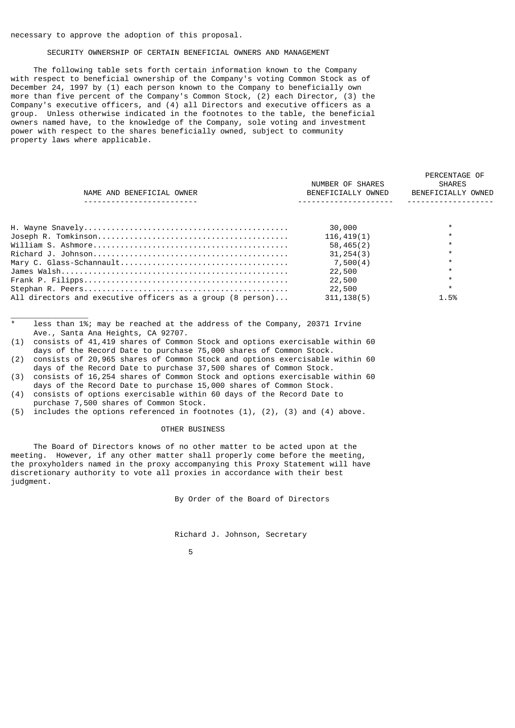necessary to approve the adoption of this proposal.

## SECURITY OWNERSHIP OF CERTAIN BENEFICIAL OWNERS AND MANAGEMENT

The following table sets forth certain information known to the Company with respect to beneficial ownership of the Company's voting Common Stock as of December 24, 1997 by (1) each person known to the Company to beneficially own more than five percent of the Company's Common Stock, (2) each Director, (3) the Company's executive officers, and (4) all Directors and executive officers as a group. Unless otherwise indicated in the footnotes to the table, the beneficial owners named have, to the knowledge of the Company, sole voting and investment power with respect to the shares beneficially owned, subject to community property laws where applicable.

| NAME AND BENEFICIAL OWNER | NUMBER OF SHARES BENEFICIALLY OWNED | PERCENTAGE OF SHARES BENEFICIALLY OWNED |
|---|---|---|
| H. Wayne Snavely | 30,000 | * |
| Joseph R. Tomkinson | 116,419(1) | * |
| William S. Ashmore | 58,465(2) | * |
| Richard J. Johnson | 31,254(3) | * |
| Mary C. Glass-Schannault | 7,500(4) | * |
| James Walsh | 22,500 | * |
| Frank P. Filipps | 22,500 | * |
| Stephan R. Peers | 22,500 | * |
| All directors and executive officers as a group (8 person) | 311,138(5) | 1.5% |

\* less than 1%; may be reached at the address of the Company, 20371 Irvine Ave., Santa Ana Heights, CA 92707.

(1) consists of 41,419 shares of Common Stock and options exercisable within 60 days of the Record Date to purchase 75,000 shares of Common Stock.

(2) consists of 20,965 shares of Common Stock and options exercisable within 60 days of the Record Date to purchase 37,500 shares of Common Stock.

(3) consists of 16,254 shares of Common Stock and options exercisable within 60 days of the Record Date to purchase 15,000 shares of Common Stock.

(4) consists of options exercisable within 60 days of the Record Date to purchase 7,500 shares of Common Stock.

(5) includes the options referenced in footnotes (1), (2), (3) and (4) above.

## OTHER BUSINESS

The Board of Directors knows of no other matter to be acted upon at the meeting. However, if any other matter shall properly come before the meeting, the proxyholders named in the proxy accompanying this Proxy Statement will have discretionary authority to vote all proxies in accordance with their best judgment.

By Order of the Board of Directors

Richard J. Johnson, Secretary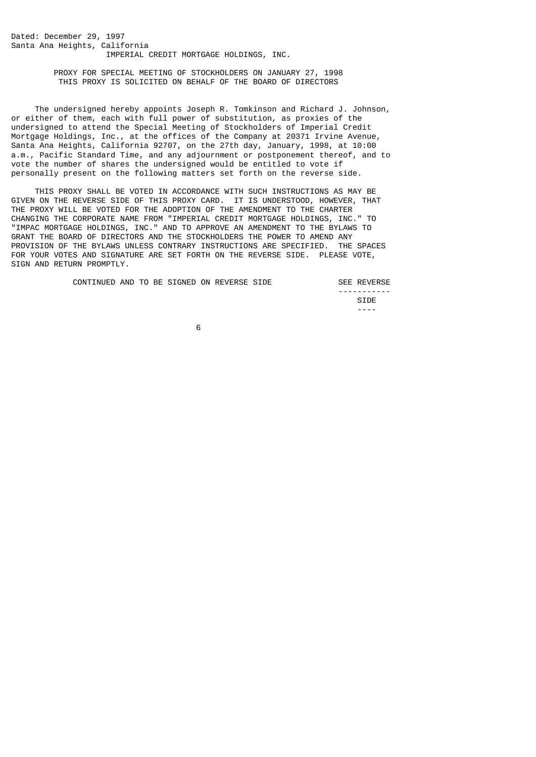Dated: December 29, 1997
Santa Ana Heights, California

IMPERIAL CREDIT MORTGAGE HOLDINGS, INC.

PROXY FOR SPECIAL MEETING OF STOCKHOLDERS ON JANUARY 27, 1998
THIS PROXY IS SOLICITED ON BEHALF OF THE BOARD OF DIRECTORS

The undersigned hereby appoints Joseph R. Tomkinson and Richard J. Johnson, or either of them, each with full power of substitution, as proxies of the undersigned to attend the Special Meeting of Stockholders of Imperial Credit Mortgage Holdings, Inc., at the offices of the Company at 20371 Irvine Avenue, Santa Ana Heights, California 92707, on the 27th day, January, 1998, at 10:00 a.m., Pacific Standard Time, and any adjournment or postponement thereof, and to vote the number of shares the undersigned would be entitled to vote if personally present on the following matters set forth on the reverse side.

THIS PROXY SHALL BE VOTED IN ACCORDANCE WITH SUCH INSTRUCTIONS AS MAY BE GIVEN ON THE REVERSE SIDE OF THIS PROXY CARD. IT IS UNDERSTOOD, HOWEVER, THAT THE PROXY WILL BE VOTED FOR THE ADOPTION OF THE AMENDMENT TO THE CHARTER CHANGING THE CORPORATE NAME FROM "IMPERIAL CREDIT MORTGAGE HOLDINGS, INC." TO "IMPAC MORTGAGE HOLDINGS, INC." AND TO APPROVE AN AMENDMENT TO THE BYLAWS TO GRANT THE BOARD OF DIRECTORS AND THE STOCKHOLDERS THE POWER TO AMEND ANY PROVISION OF THE BYLAWS UNLESS CONTRARY INSTRUCTIONS ARE SPECIFIED. THE SPACES FOR YOUR VOTES AND SIGNATURE ARE SET FORTH ON THE REVERSE SIDE. PLEASE VOTE, SIGN AND RETURN PROMPTLY.

CONTINUED AND TO BE SIGNED ON REVERSE SIDE

SEE REVERSE SIDE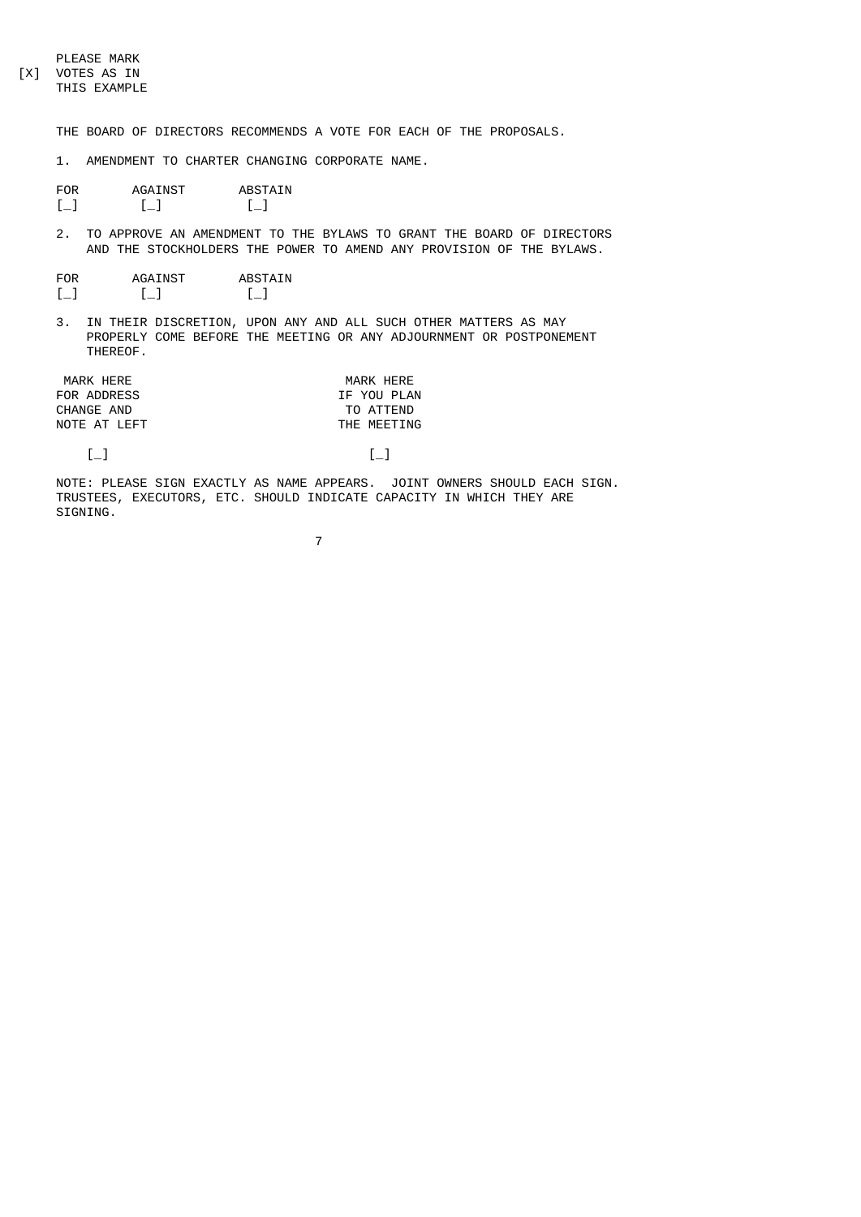[X] PLEASE MARK VOTES AS IN THIS EXAMPLE

THE BOARD OF DIRECTORS RECOMMENDS A VOTE FOR EACH OF THE PROPOSALS.

1. AMENDMENT TO CHARTER CHANGING CORPORATE NAME.

| FOR | AGAINST | ABSTAIN |
| --- | --- | --- |
| [_] | [_] | [_] |

2. TO APPROVE AN AMENDMENT TO THE BYLAWS TO GRANT THE BOARD OF DIRECTORS AND THE STOCKHOLDERS THE POWER TO AMEND ANY PROVISION OF THE BYLAWS.

| FOR | AGAINST | ABSTAIN |
| --- | --- | --- |
| [_] | [_] | [_] |

3. IN THEIR DISCRETION, UPON ANY AND ALL SUCH OTHER MATTERS AS MAY PROPERLY COME BEFORE THE MEETING OR ANY ADJOURNMENT OR POSTPONEMENT THEREOF.

| MARK HERE FOR ADDRESS CHANGE AND NOTE AT LEFT | MARK HERE IF YOU PLAN TO ATTEND THE MEETING |
| --- | --- |
| [_] | [_] |

NOTE: PLEASE SIGN EXACTLY AS NAME APPEARS. JOINT OWNERS SHOULD EACH SIGN. TRUSTEES, EXECUTORS, ETC. SHOULD INDICATE CAPACITY IN WHICH THEY ARE SIGNING.